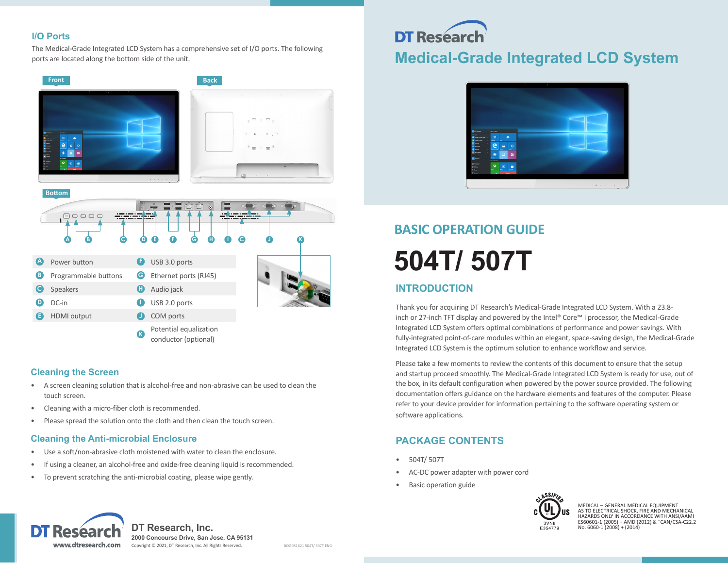# DT Research

# Medical-Grade Integrated LCD System

## BASIC OPERATION GUIDE

# 504T/ 507T

## INTRODUCTION

Thank you for acquiring DT Research's Medical-Grade Integrated LCD System. With a 23.8-inch or 27-inch TFT display and powered by the Intel® Core™ i processor, the Medical-Grade Integrated LCD System offers optimal combinations of performance and power savings. With fully-integrated point-of-care modules within an elegant, space-saving design, the Medical-Grade Integrated LCD System is the optimum solution to enhance workflow and service.

Please take a few moments to review the contents of this document to ensure that the setup and startup proceed smoothly. The Medical-Grade Integrated LCD System is ready for use, out of the box, in its default configuration when powered by the power source provided. The following documentation offers guidance on the hardware elements and features of the computer. Please refer to your device provider for information pertaining to the software operating system or software applications.

## PACKAGE CONTENTS

- 504T/ 507T
- AC-DC power adapter with power cord
- Basic operation guide

MEDICAL – GENERAL MEDICAL EQUIPMENT AS TO ELECTRICAL SHOCK, FIRE AND MECHANICAL HAZARDS ONLY IN ACCORDANCE WITH ANSI/AAMI ES60601-1 (2005) + AMD (2012) & "CAN/CSA-C22.2 No. 6060-1 (2008) + (2014)

3VN8
E354779

## I/O Ports

The Medical-Grade Integrated LCD System has a comprehensive set of I/O ports. The following ports are located along the bottom side of the unit.

Front

Back

Bottom

| | | | |
|---|---|---|---|
| A | Power button | F | USB 3.0 ports |
| B | Programmable buttons | G | Ethernet ports (RJ45) |
| C | Speakers | H | Audio jack |
| D | DC-in | I | USB 2.0 ports |
| E | HDMI output | J | COM ports |
| | | K | Potential equalization conductor (optional) |

## Cleaning the Screen

- A screen cleaning solution that is alcohol-free and non-abrasive can be used to clean the touch screen.
- Cleaning with a micro-fiber cloth is recommended.
- Please spread the solution onto the cloth and then clean the touch screen.

## Cleaning the Anti-microbial Enclosure

- Use a soft/non-abrasive cloth moistened with water to clean the enclosure.
- If using a cleaner, an alcohol-free and oxide-free cleaning liquid is recommended.
- To prevent scratching the anti-microbial coating, please wipe gently.

DT Research
www.dtresearch.com

**DT Research, Inc.**
**2000 Concourse Drive, San Jose, CA 95131**
Copyright © 2021, DT Research, Inc. All Rights Reserved.

BOG081621 504T/ 507T ENG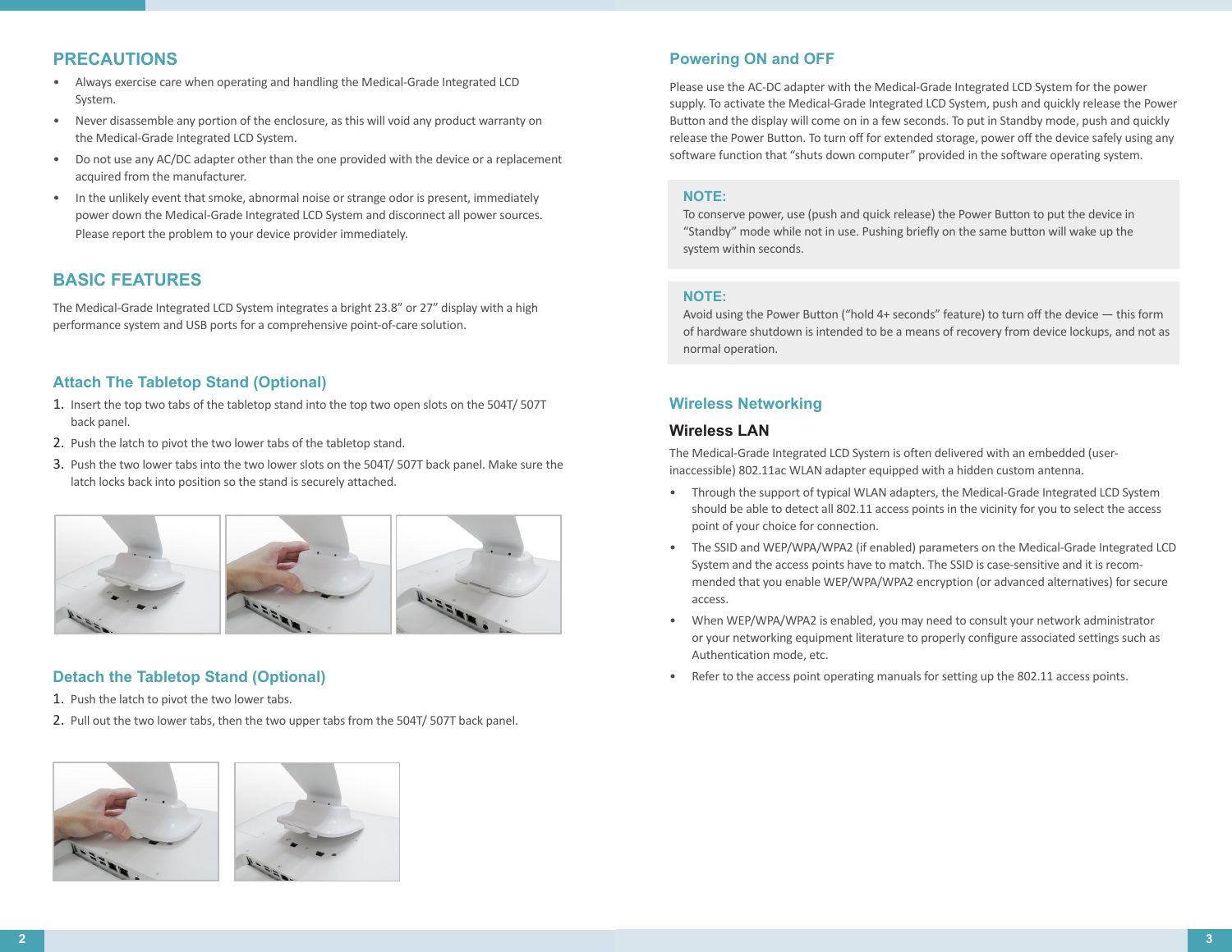## PRECAUTIONS

- Always exercise care when operating and handling the Medical-Grade Integrated LCD System.
- Never disassemble any portion of the enclosure, as this will void any product warranty on the Medical-Grade Integrated LCD System.
- Do not use any AC/DC adapter other than the one provided with the device or a replacement acquired from the manufacturer.
- In the unlikely event that smoke, abnormal noise or strange odor is present, immediately power down the Medical-Grade Integrated LCD System and disconnect all power sources. Please report the problem to your device provider immediately.

## BASIC FEATURES

The Medical-Grade Integrated LCD System integrates a bright 23.8" or 27" display with a high performance system and USB ports for a comprehensive point-of-care solution.

### Attach The Tabletop Stand (Optional)

1. Insert the top two tabs of the tabletop stand into the top two open slots on the 504T/ 507T back panel.
2. Push the latch to pivot the two lower tabs of the tabletop stand.
3. Push the two lower tabs into the two lower slots on the 504T/ 507T back panel. Make sure the latch locks back into position so the stand is securely attached.

### Detach the Tabletop Stand (Optional)

1. Push the latch to pivot the two lower tabs.
2. Pull out the two lower tabs, then the two upper tabs from the 504T/ 507T back panel.

### Powering ON and OFF

Please use the AC-DC adapter with the Medical-Grade Integrated LCD System for the power supply. To activate the Medical-Grade Integrated LCD System, push and quickly release the Power Button and the display will come on in a few seconds. To put in Standby mode, push and quickly release the Power Button. To turn off for extended storage, power off the device safely using any software function that "shuts down computer" provided in the software operating system.

**NOTE:**
To conserve power, use (push and quick release) the Power Button to put the device in "Standby" mode while not in use. Pushing briefly on the same button will wake up the system within seconds.

**NOTE:**
Avoid using the Power Button ("hold 4+ seconds" feature) to turn off the device — this form of hardware shutdown is intended to be a means of recovery from device lockups, and not as normal operation.

### Wireless Networking

#### Wireless LAN

The Medical-Grade Integrated LCD System is often delivered with an embedded (user-inaccessible) 802.11ac WLAN adapter equipped with a hidden custom antenna.

- Through the support of typical WLAN adapters, the Medical-Grade Integrated LCD System should be able to detect all 802.11 access points in the vicinity for you to select the access point of your choice for connection.
- The SSID and WEP/WPA/WPA2 (if enabled) parameters on the Medical-Grade Integrated LCD System and the access points have to match. The SSID is case-sensitive and it is recommended that you enable WEP/WPA/WPA2 encryption (or advanced alternatives) for secure access.
- When WEP/WPA/WPA2 is enabled, you may need to consult your network administrator or your networking equipment literature to properly configure associated settings such as Authentication mode, etc.
- Refer to the access point operating manuals for setting up the 802.11 access points.